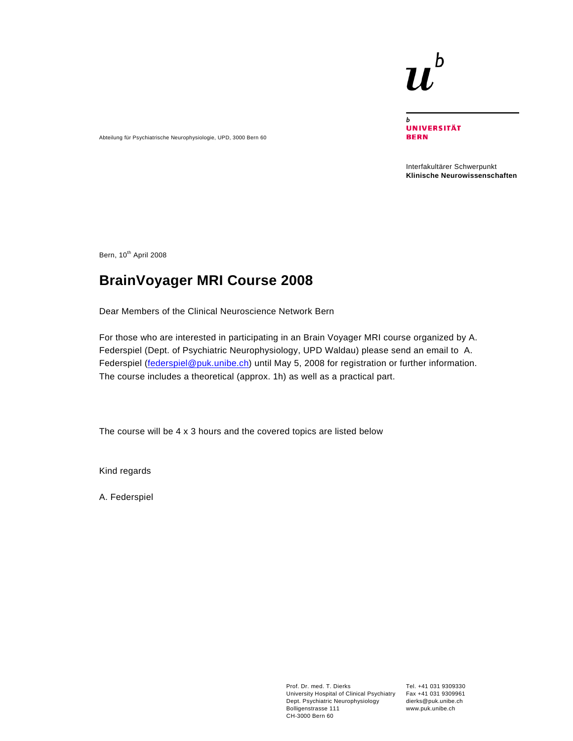$u^b$

b
**UNIVERSITÄT**
**BERN**

Abteilung für Psychiatrische Neurophysiologie, UPD, 3000 Bern 60

Interfakultärer Schwerpunkt
**Klinische Neurowissenschaften**

Bern, 10th April 2008

# BrainVoyager MRI Course 2008

Dear Members of the Clinical Neuroscience Network Bern

For those who are interested in participating in an Brain Voyager MRI course organized by A. Federspiel (Dept. of Psychiatric Neurophysiology, UPD Waldau) please send an email to A. Federspiel (federspiel@puk.unibe.ch) until May 5, 2008 for registration or further information. The course includes a theoretical (approx. 1h) as well as a practical part.

The course will be 4 x 3 hours and the covered topics are listed below

Kind regards

A. Federspiel

Prof. Dr. med. T. Dierks
University Hospital of Clinical Psychiatry
Dept. Psychiatric Neurophysiology
Bolligenstrasse 111
CH-3000 Bern 60

Tel. +41 031 9309330
Fax +41 031 9309961
dierks@puk.unibe.ch
www.puk.unibe.ch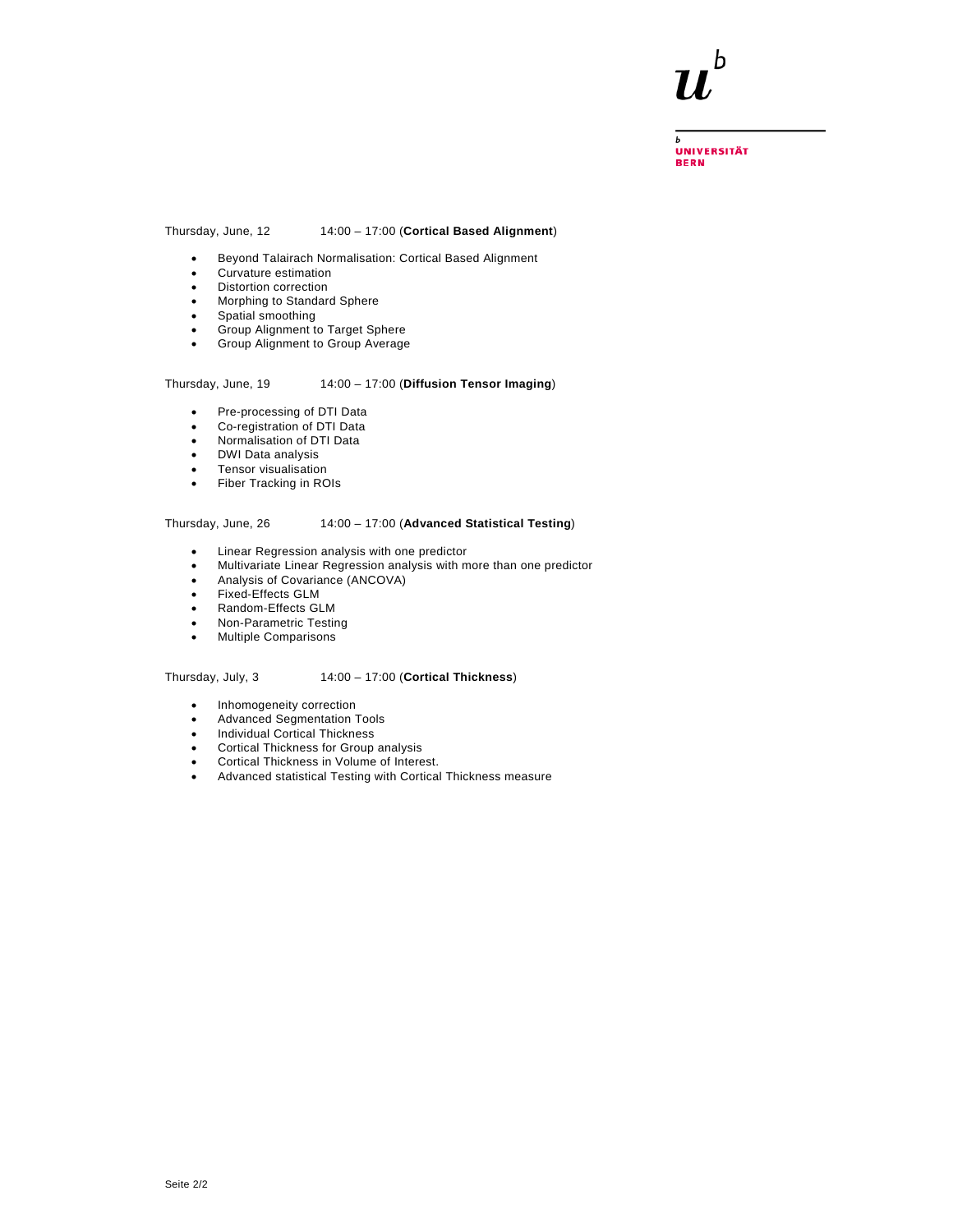Thursday, June, 12 14:00 – 17:00 (**Cortical Based Alignment**)

- Beyond Talairach Normalisation: Cortical Based Alignment
- Curvature estimation
- Distortion correction
- Morphing to Standard Sphere
- Spatial smoothing
- Group Alignment to Target Sphere
- Group Alignment to Group Average

Thursday, June, 19 14:00 – 17:00 (**Diffusion Tensor Imaging**)

- Pre-processing of DTI Data
- Co-registration of DTI Data
- Normalisation of DTI Data
- DWI Data analysis
- Tensor visualisation
- Fiber Tracking in ROIs

Thursday, June, 26 14:00 – 17:00 (**Advanced Statistical Testing**)

- Linear Regression analysis with one predictor
- Multivariate Linear Regression analysis with more than one predictor
- Analysis of Covariance (ANCOVA)
- Fixed-Effects GLM
- Random-Effects GLM
- Non-Parametric Testing
- Multiple Comparisons

Thursday, July, 3 14:00 – 17:00 (**Cortical Thickness**)

- Inhomogeneity correction
- Advanced Segmentation Tools
- Individual Cortical Thickness
- Cortical Thickness for Group analysis
- Cortical Thickness in Volume of Interest.
- Advanced statistical Testing with Cortical Thickness measure